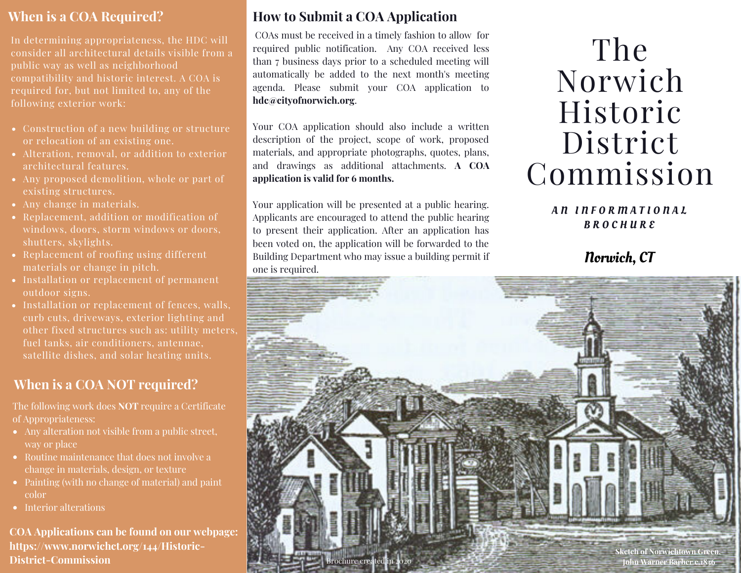# The Norwich Historic District Commission

***AN INFORMATIONAL BROCHURE***

***Norwich, CT***

## When is a COA Required?

In determining appropriateness, the HDC will consider all architectural details visible from a public way as well as neighborhood compatibility and historic interest. A COA is required for, but not limited to, any of the following exterior work:

- Construction of a new building or structure or relocation of an existing one.
- Alteration, removal, or addition to exterior architectural features.
- Any proposed demolition, whole or part of existing structures.
- Any change in materials.
- Replacement, addition or modification of windows, doors, storm windows or doors, shutters, skylights.
- Replacement of roofing using different materials or change in pitch.
- Installation or replacement of permanent outdoor signs.
- Installation or replacement of fences, walls, curb cuts, driveways, exterior lighting and other fixed structures such as: utility meters, fuel tanks, air conditioners, antennae, satellite dishes, and solar heating units.

## When is a COA NOT required?

The following work does **NOT** require a Certificate of Appropriateness:

- Any alteration not visible from a public street, way or place
- Routine maintenance that does not involve a change in materials, design, or texture
- Painting (with no change of material) and paint color
- Interior alterations

**COA Applications can be found on our webpage: https://www.norwichct.org/144/Historic-District-Commission**

## How to Submit a COA Application

COAs must be received in a timely fashion to allow for required public notification. Any COA received less than 7 business days prior to a scheduled meeting will automatically be added to the next month's meeting agenda. Please submit your COA application to **hdc@cityofnorwich.org**.

Your COA application should also include a written description of the project, scope of work, proposed materials, and appropriate photographs, quotes, plans, and drawings as additional attachments. **A COA application is valid for 6 months.**

Your application will be presented at a public hearing. Applicants are encouraged to attend the public hearing to present their application. After an application has been voted on, the application will be forwarded to the Building Department who may issue a building permit if one is required.

Brochure created in 2020

**Sketch of Norwichtown Green, John Warner Barber c.1836**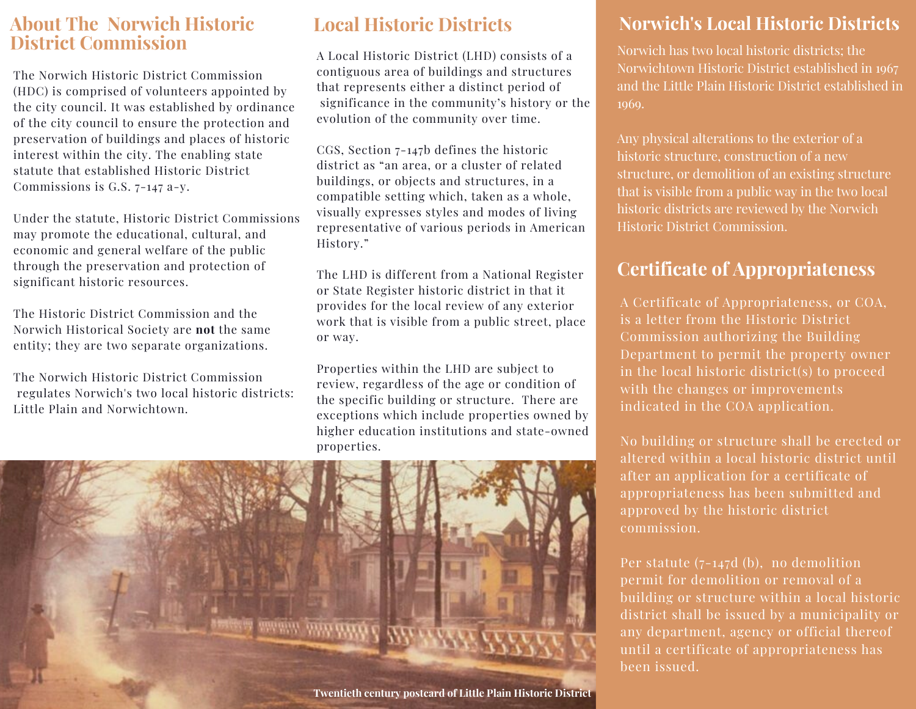## About The Norwich Historic District Commission

The Norwich Historic District Commission (HDC) is comprised of volunteers appointed by the city council. It was established by ordinance of the city council to ensure the protection and preservation of buildings and places of historic interest within the city. The enabling state statute that established Historic District Commissions is G.S. 7-147 a-y.

Under the statute, Historic District Commissions may promote the educational, cultural, and economic and general welfare of the public through the preservation and protection of significant historic resources.

The Historic District Commission and the Norwich Historical Society are **not** the same entity; they are two separate organizations.

The Norwich Historic District Commission regulates Norwich's two local historic districts: Little Plain and Norwichtown.

## Local Historic Districts

A Local Historic District (LHD) consists of a contiguous area of buildings and structures that represents either a distinct period of significance in the community's history or the evolution of the community over time.

CGS, Section 7-147b defines the historic district as "an area, or a cluster of related buildings, or objects and structures, in a compatible setting which, taken as a whole, visually expresses styles and modes of living representative of various periods in American History."

The LHD is different from a National Register or State Register historic district in that it provides for the local review of any exterior work that is visible from a public street, place or way.

Properties within the LHD are subject to review, regardless of the age or condition of the specific building or structure. There are exceptions which include properties owned by higher education institutions and state-owned properties.

Twentieth century postcard of Little Plain Historic District

## Norwich's Local Historic Districts

Norwich has two local historic districts; the Norwichtown Historic District established in 1967 and the Little Plain Historic District established in 1969.

Any physical alterations to the exterior of a historic structure, construction of a new structure, or demolition of an existing structure that is visible from a public way in the two local historic districts are reviewed by the Norwich Historic District Commission.

## Certificate of Appropriateness

A Certificate of Appropriateness, or COA, is a letter from the Historic District Commission authorizing the Building Department to permit the property owner in the local historic district(s) to proceed with the changes or improvements indicated in the COA application.

No building or structure shall be erected or altered within a local historic district until after an application for a certificate of appropriateness has been submitted and approved by the historic district commission.

Per statute (7-147d (b), no demolition permit for demolition or removal of a building or structure within a local historic district shall be issued by a municipality or any department, agency or official thereof until a certificate of appropriateness has been issued.